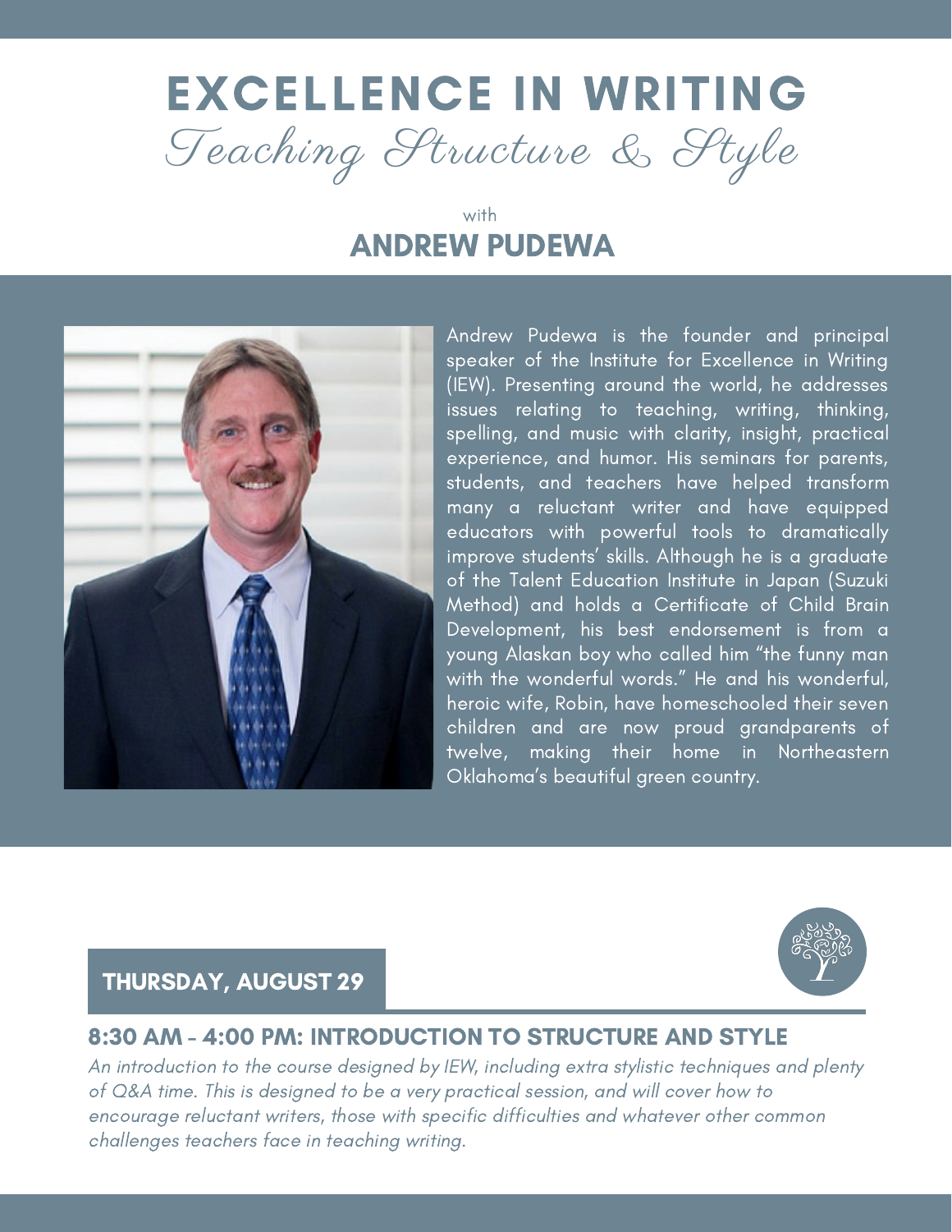# EXCELLENCE IN WRITING

## *Teaching Structure & Style*

with

## ANDREW PUDEWA

Andrew Pudewa is the founder and principal speaker of the Institute for Excellence in Writing (IEW). Presenting around the world, he addresses issues relating to teaching, writing, thinking, spelling, and music with clarity, insight, practical experience, and humor. His seminars for parents, students, and teachers have helped transform many a reluctant writer and have equipped educators with powerful tools to dramatically improve students' skills. Although he is a graduate of the Talent Education Institute in Japan (Suzuki Method) and holds a Certificate of Child Brain Development, his best endorsement is from a young Alaskan boy who called him "the funny man with the wonderful words." He and his wonderful, heroic wife, Robin, have homeschooled their seven children and are now proud grandparents of twelve, making their home in Northeastern Oklahoma's beautiful green country.

## THURSDAY, AUGUST 29

### 8:30 AM - 4:00 PM: INTRODUCTION TO STRUCTURE AND STYLE

*An introduction to the course designed by IEW, including extra stylistic techniques and plenty of Q&A time. This is designed to be a very practical session, and will cover how to encourage reluctant writers, those with specific difficulties and whatever other common challenges teachers face in teaching writing.*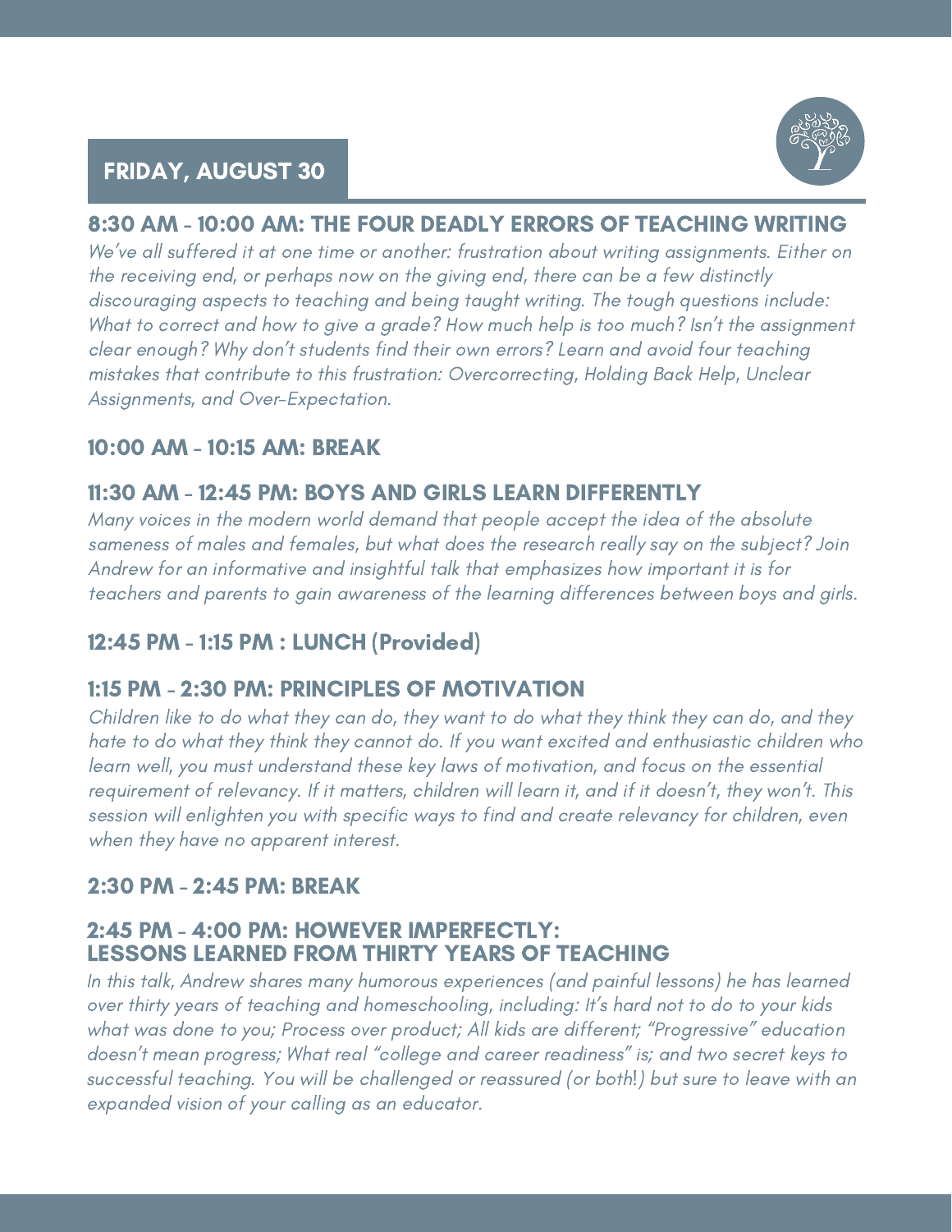## FRIDAY, AUGUST 30

### 8:30 AM - 10:00 AM: THE FOUR DEADLY ERRORS OF TEACHING WRITING

*We've all suffered it at one time or another: frustration about writing assignments. Either on the receiving end, or perhaps now on the giving end, there can be a few distinctly discouraging aspects to teaching and being taught writing. The tough questions include: What to correct and how to give a grade? How much help is too much? Isn't the assignment clear enough? Why don't students find their own errors? Learn and avoid four teaching mistakes that contribute to this frustration: Overcorrecting, Holding Back Help, Unclear Assignments, and Over-Expectation.*

### 10:00 AM - 10:15 AM: BREAK

### 11:30 AM - 12:45 PM: BOYS AND GIRLS LEARN DIFFERENTLY

*Many voices in the modern world demand that people accept the idea of the absolute sameness of males and females, but what does the research really say on the subject? Join Andrew for an informative and insightful talk that emphasizes how important it is for teachers and parents to gain awareness of the learning differences between boys and girls.*

### 12:45 PM - 1:15 PM : LUNCH (Provided)

### 1:15 PM - 2:30 PM: PRINCIPLES OF MOTIVATION

*Children like to do what they can do, they want to do what they think they can do, and they hate to do what they think they cannot do. If you want excited and enthusiastic children who learn well, you must understand these key laws of motivation, and focus on the essential requirement of relevancy. If it matters, children will learn it, and if it doesn't, they won't. This session will enlighten you with specific ways to find and create relevancy for children, even when they have no apparent interest.*

### 2:30 PM - 2:45 PM: BREAK

### 2:45 PM - 4:00 PM: HOWEVER IMPERFECTLY: LESSONS LEARNED FROM THIRTY YEARS OF TEACHING

*In this talk, Andrew shares many humorous experiences (and painful lessons) he has learned over thirty years of teaching and homeschooling, including: It's hard not to do to your kids what was done to you; Process over product; All kids are different; "Progressive" education doesn't mean progress; What real "college and career readiness" is; and two secret keys to successful teaching. You will be challenged or reassured (or both!) but sure to leave with an expanded vision of your calling as an educator.*